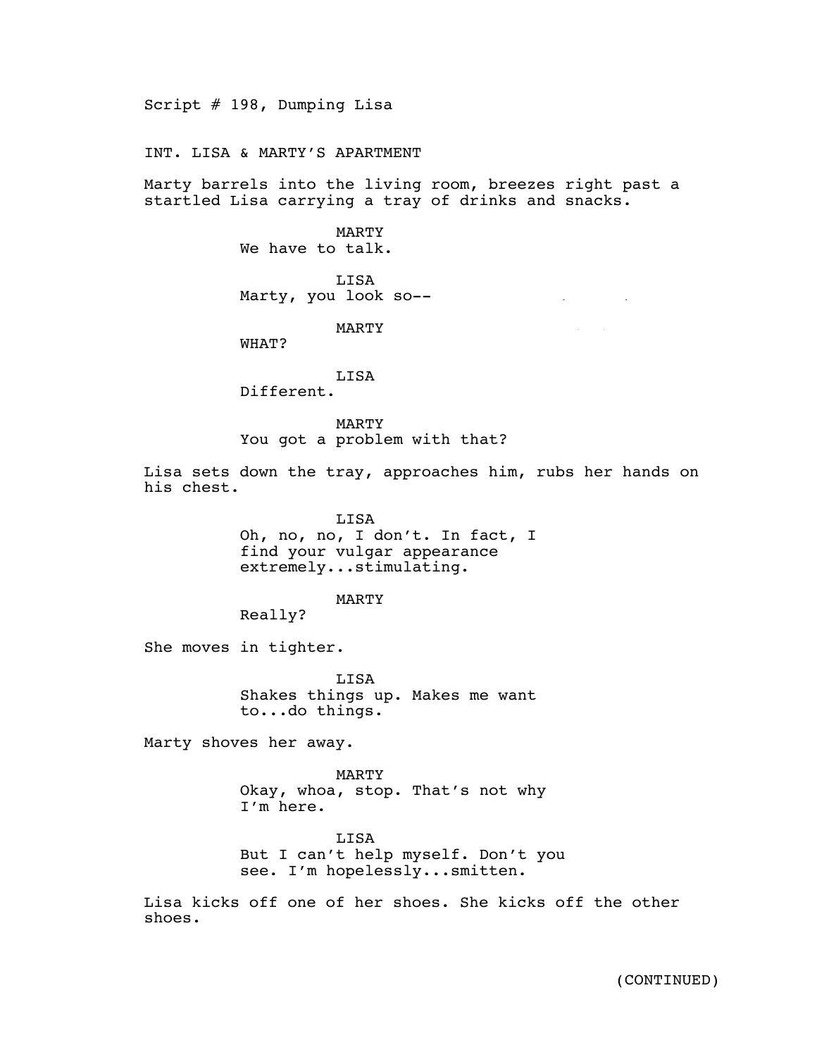Script # 198, Dumping Lisa

INT. LISA & MARTY'S APARTMENT

Marty barrels into the living room, breezes right past a startled Lisa carrying a tray of drinks and snacks.

MARTY
We have to talk.

LISA
Marty, you look so--

MARTY
WHAT?

LISA
Different.

MARTY
You got a problem with that?

Lisa sets down the tray, approaches him, rubs her hands on his chest.

LISA
Oh, no, no, I don't. In fact, I find your vulgar appearance extremely...stimulating.

MARTY
Really?

She moves in tighter.

LISA
Shakes things up. Makes me want to...do things.

Marty shoves her away.

MARTY
Okay, whoa, stop. That's not why I'm here.

LISA
But I can't help myself. Don't you see. I'm hopelessly...smitten.

Lisa kicks off one of her shoes. She kicks off the other shoes.

(CONTINUED)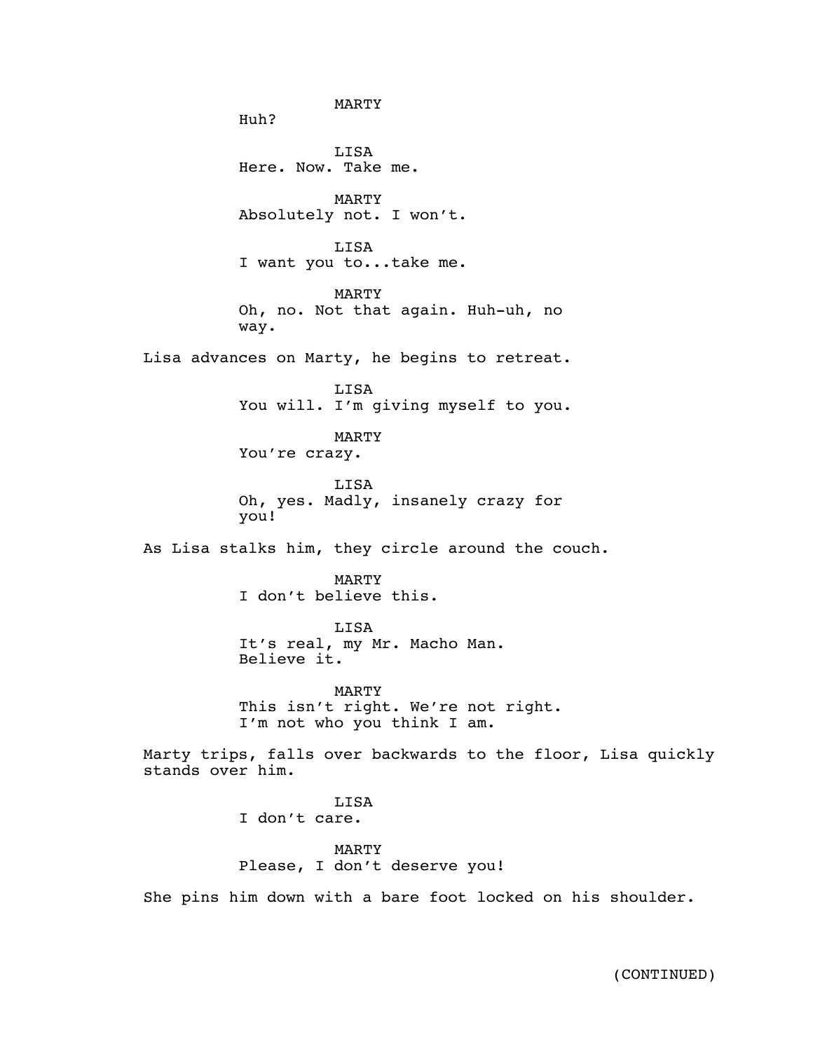MARTY

Huh?

LISA

Here. Now. Take me.

MARTY

Absolutely not. I won't.

LISA

I want you to...take me.

MARTY

Oh, no. Not that again. Huh-uh, no way.

Lisa advances on Marty, he begins to retreat.

LISA

You will. I'm giving myself to you.

MARTY

You're crazy.

LISA

Oh, yes. Madly, insanely crazy for you!

As Lisa stalks him, they circle around the couch.

MARTY

I don't believe this.

LISA

It's real, my Mr. Macho Man. Believe it.

MARTY

This isn't right. We're not right. I'm not who you think I am.

Marty trips, falls over backwards to the floor, Lisa quickly stands over him.

LISA

I don't care.

MARTY

Please, I don't deserve you!

She pins him down with a bare foot locked on his shoulder.

(CONTINUED)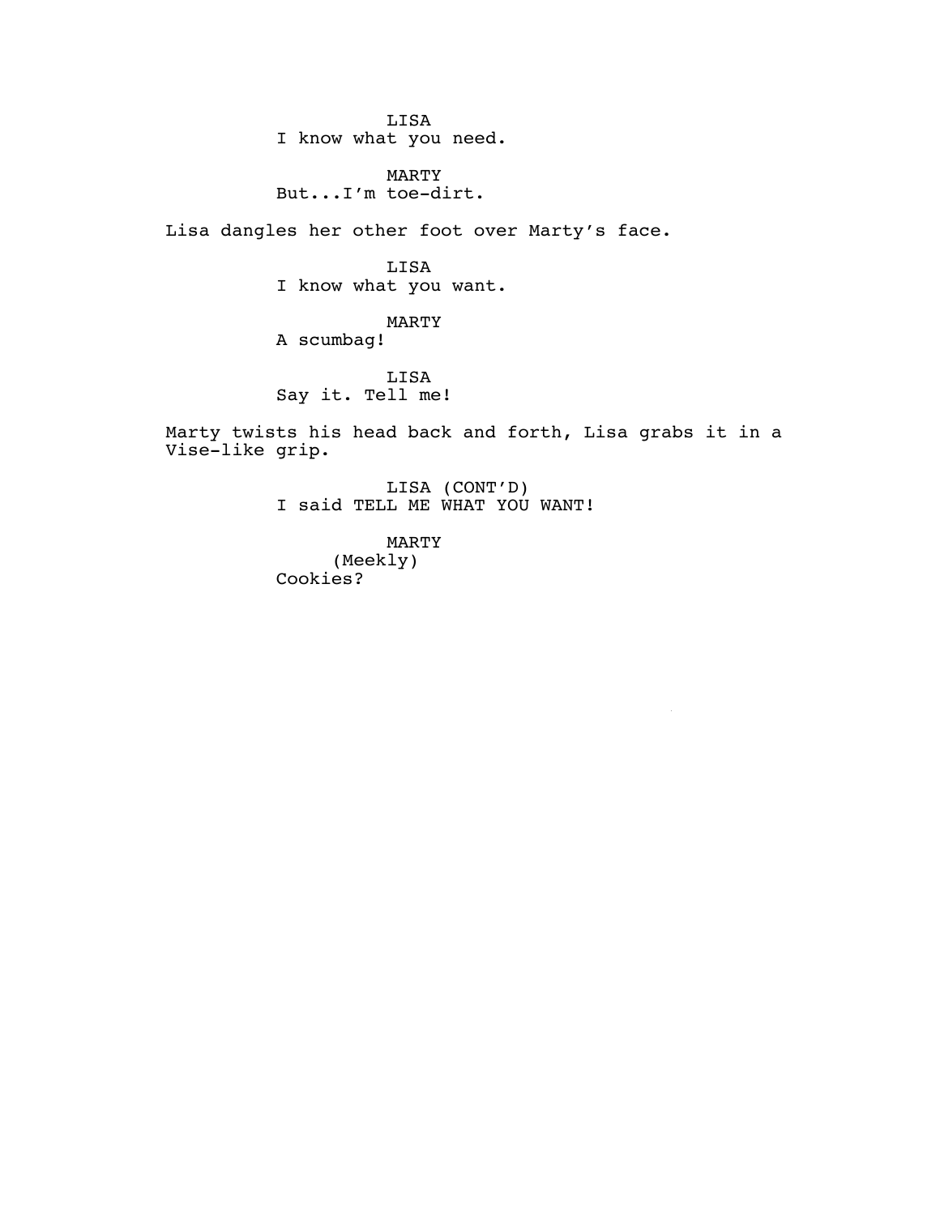LISA
I know what you need.

MARTY
But...I'm toe-dirt.

Lisa dangles her other foot over Marty's face.

LISA
I know what you want.

MARTY
A scumbag!

LISA
Say it. Tell me!

Marty twists his head back and forth, Lisa grabs it in a Vise-like grip.

LISA (CONT'D)
I said TELL ME WHAT YOU WANT!

MARTY
(Meekly)
Cookies?